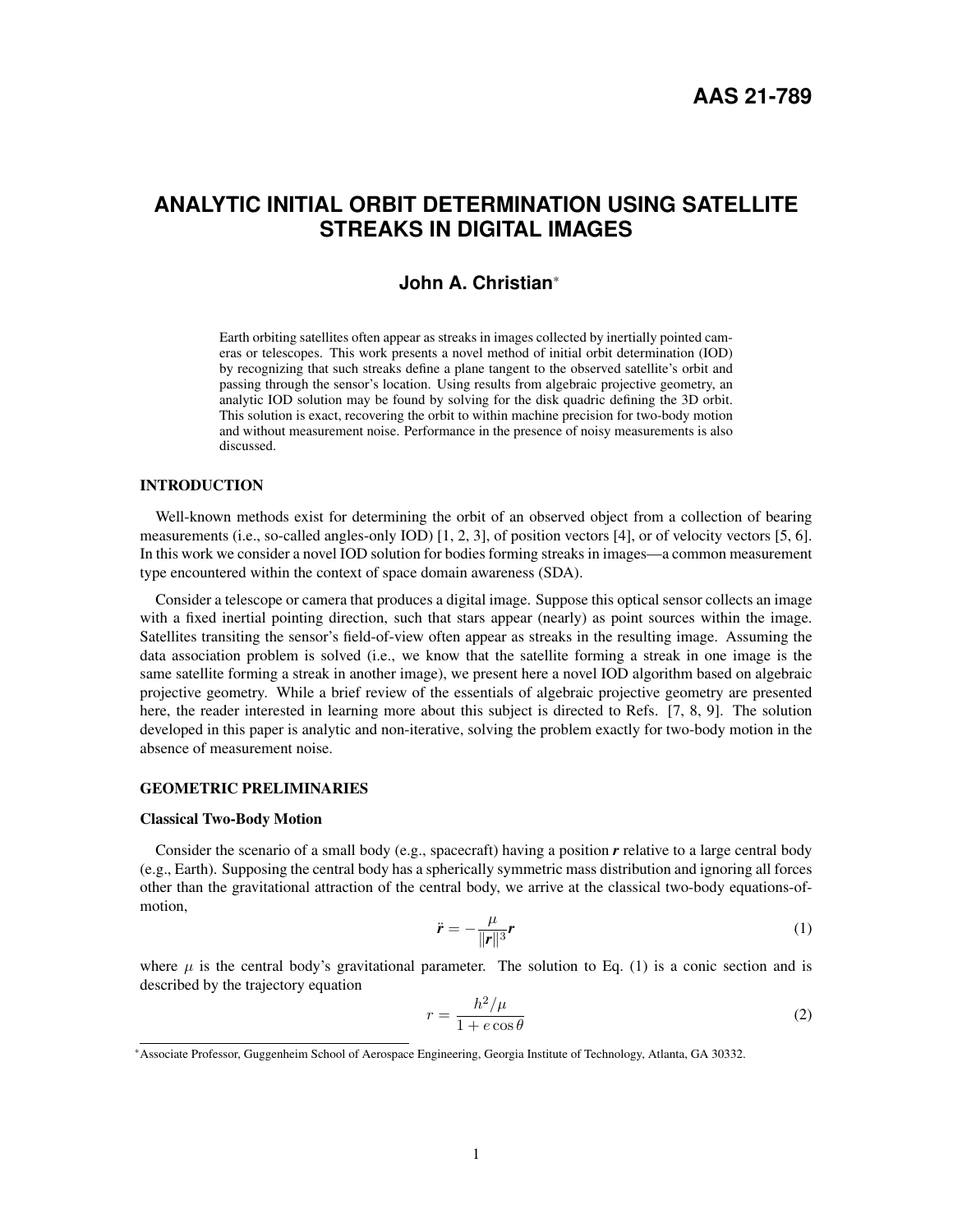AAS 21-789

# ANALYTIC INITIAL ORBIT DETERMINATION USING SATELLITE STREAKS IN DIGITAL IMAGES

## John A. Christian*

Earth orbiting satellites often appear as streaks in images collected by inertially pointed cameras or telescopes. This work presents a novel method of initial orbit determination (IOD) by recognizing that such streaks define a plane tangent to the observed satellite's orbit and passing through the sensor's location. Using results from algebraic projective geometry, an analytic IOD solution may be found by solving for the disk quadric defining the 3D orbit. This solution is exact, recovering the orbit to within machine precision for two-body motion and without measurement noise. Performance in the presence of noisy measurements is also discussed.

### INTRODUCTION

Well-known methods exist for determining the orbit of an observed object from a collection of bearing measurements (i.e., so-called angles-only IOD) [1, 2, 3], of position vectors [4], or of velocity vectors [5, 6]. In this work we consider a novel IOD solution for bodies forming streaks in images—a common measurement type encountered within the context of space domain awareness (SDA).

Consider a telescope or camera that produces a digital image. Suppose this optical sensor collects an image with a fixed inertial pointing direction, such that stars appear (nearly) as point sources within the image. Satellites transiting the sensor's field-of-view often appear as streaks in the resulting image. Assuming the data association problem is solved (i.e., we know that the satellite forming a streak in one image is the same satellite forming a streak in another image), we present here a novel IOD algorithm based on algebraic projective geometry. While a brief review of the essentials of algebraic projective geometry are presented here, the reader interested in learning more about this subject is directed to Refs. [7, 8, 9]. The solution developed in this paper is analytic and non-iterative, solving the problem exactly for two-body motion in the absence of measurement noise.

### GEOMETRIC PRELIMINARIES

#### Classical Two-Body Motion

Consider the scenario of a small body (e.g., spacecraft) having a position $\boldsymbol{r}$ relative to a large central body (e.g., Earth). Supposing the central body has a spherically symmetric mass distribution and ignoring all forces other than the gravitational attraction of the central body, we arrive at the classical two-body equations-of-motion,

$$\ddot{\boldsymbol{r}} = -\frac{\mu}{\|\boldsymbol{r}\|^3}\boldsymbol{r} \tag{1}$$

where $\mu$ is the central body's gravitational parameter. The solution to Eq. (1) is a conic section and is described by the trajectory equation

$$r = \frac{h^2/\mu}{1 + e\cos\theta} \tag{2}$$

*Associate Professor, Guggenheim School of Aerospace Engineering, Georgia Institute of Technology, Atlanta, GA 30332.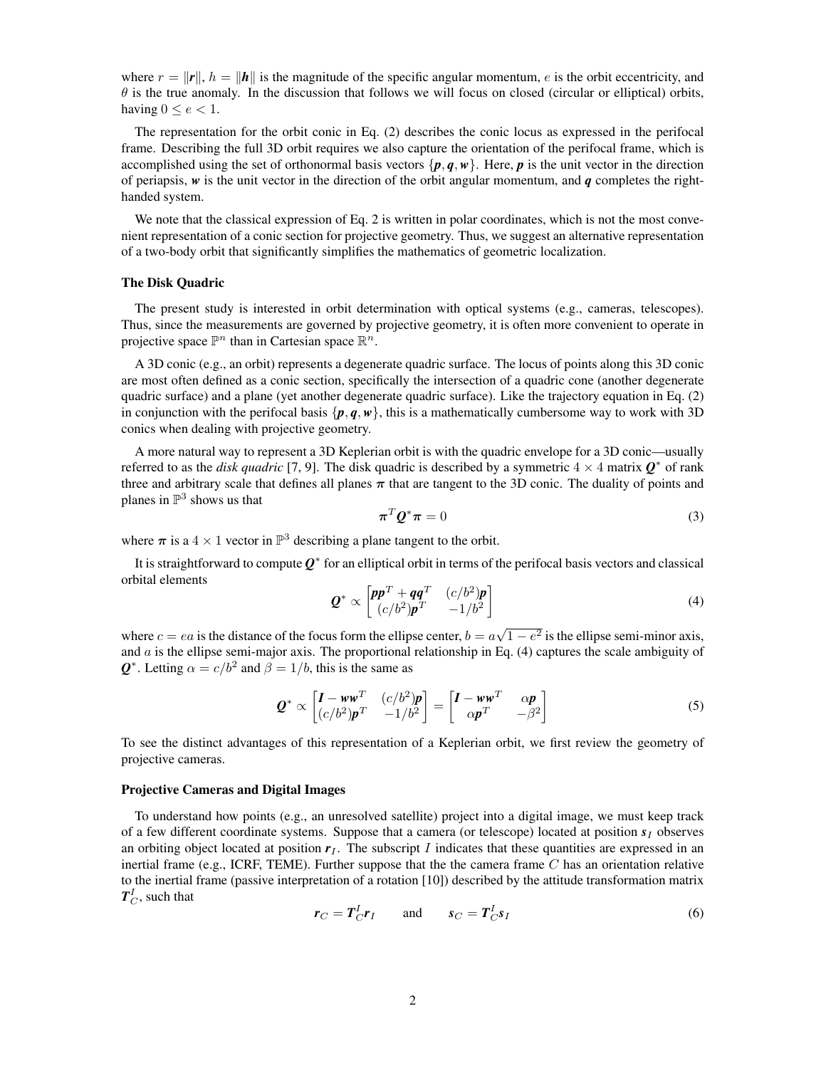where $r = \|\boldsymbol{r}\|$, $h = \|\boldsymbol{h}\|$ is the magnitude of the specific angular momentum, $e$ is the orbit eccentricity, and $\theta$ is the true anomaly. In the discussion that follows we will focus on closed (circular or elliptical) orbits, having $0 \leq e < 1$.

The representation for the orbit conic in Eq. (2) describes the conic locus as expressed in the perifocal frame. Describing the full 3D orbit requires we also capture the orientation of the perifocal frame, which is accomplished using the set of orthonormal basis vectors $\{\boldsymbol{p}, \boldsymbol{q}, \boldsymbol{w}\}$. Here, $\boldsymbol{p}$ is the unit vector in the direction of periapsis, $\boldsymbol{w}$ is the unit vector in the direction of the orbit angular momentum, and $\boldsymbol{q}$ completes the right-handed system.

We note that the classical expression of Eq. 2 is written in polar coordinates, which is not the most convenient representation of a conic section for projective geometry. Thus, we suggest an alternative representation of a two-body orbit that significantly simplifies the mathematics of geometric localization.

### The Disk Quadric

The present study is interested in orbit determination with optical systems (e.g., cameras, telescopes). Thus, since the measurements are governed by projective geometry, it is often more convenient to operate in projective space $\mathbb{P}^n$ than in Cartesian space $\mathbb{R}^n$.

A 3D conic (e.g., an orbit) represents a degenerate quadric surface. The locus of points along this 3D conic are most often defined as a conic section, specifically the intersection of a quadric cone (another degenerate quadric surface) and a plane (yet another degenerate quadric surface). Like the trajectory equation in Eq. (2) in conjunction with the perifocal basis $\{\boldsymbol{p}, \boldsymbol{q}, \boldsymbol{w}\}$, this is a mathematically cumbersome way to work with 3D conics when dealing with projective geometry.

A more natural way to represent a 3D Keplerian orbit is with the quadric envelope for a 3D conic—usually referred to as the *disk quadric* [7, 9]. The disk quadric is described by a symmetric $4 \times 4$ matrix $\boldsymbol{Q}^*$ of rank three and arbitrary scale that defines all planes $\boldsymbol{\pi}$ that are tangent to the 3D conic. The duality of points and planes in $\mathbb{P}^3$ shows us that

$$\boldsymbol{\pi}^T \boldsymbol{Q}^* \boldsymbol{\pi} = 0 \tag{3}$$

where $\boldsymbol{\pi}$ is a $4 \times 1$ vector in $\mathbb{P}^3$ describing a plane tangent to the orbit.

It is straightforward to compute $\boldsymbol{Q}^*$ for an elliptical orbit in terms of the perifocal basis vectors and classical orbital elements

$$\boldsymbol{Q}^* \propto \begin{bmatrix} \boldsymbol{p}\boldsymbol{p}^T + \boldsymbol{q}\boldsymbol{q}^T & (c/b^2)\boldsymbol{p} \\ (c/b^2)\boldsymbol{p}^T & -1/b^2 \end{bmatrix} \tag{4}$$

where $c = ea$ is the distance of the focus form the ellipse center, $b = a\sqrt{1 - e^2}$ is the ellipse semi-minor axis, and $a$ is the ellipse semi-major axis. The proportional relationship in Eq. (4) captures the scale ambiguity of $\boldsymbol{Q}^*$. Letting $\alpha = c/b^2$ and $\beta = 1/b$, this is the same as

$$\boldsymbol{Q}^* \propto \begin{bmatrix} \boldsymbol{I} - \boldsymbol{w}\boldsymbol{w}^T & (c/b^2)\boldsymbol{p} \\ (c/b^2)\boldsymbol{p}^T & -1/b^2 \end{bmatrix} = \begin{bmatrix} \boldsymbol{I} - \boldsymbol{w}\boldsymbol{w}^T & \alpha\boldsymbol{p} \\ \alpha\boldsymbol{p}^T & -\beta^2 \end{bmatrix} \tag{5}$$

To see the distinct advantages of this representation of a Keplerian orbit, we first review the geometry of projective cameras.

### Projective Cameras and Digital Images

To understand how points (e.g., an unresolved satellite) project into a digital image, we must keep track of a few different coordinate systems. Suppose that a camera (or telescope) located at position $\boldsymbol{s}_I$ observes an orbiting object located at position $\boldsymbol{r}_I$. The subscript $I$ indicates that these quantities are expressed in an inertial frame (e.g., ICRF, TEME). Further suppose that the the camera frame $C$ has an orientation relative to the inertial frame (passive interpretation of a rotation [10]) described by the attitude transformation matrix $\boldsymbol{T}_C^I$, such that

$$\boldsymbol{r}_C = \boldsymbol{T}_C^I \boldsymbol{r}_I \qquad \text{and} \qquad \boldsymbol{s}_C = \boldsymbol{T}_C^I \boldsymbol{s}_I \tag{6}$$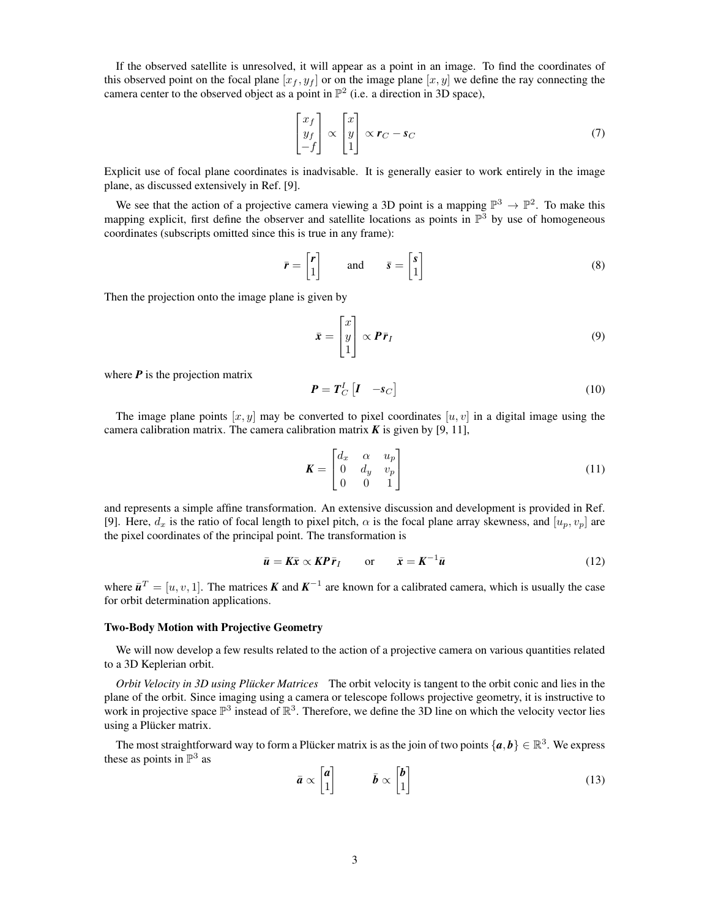If the observed satellite is unresolved, it will appear as a point in an image. To find the coordinates of this observed point on the focal plane $[x_f, y_f]$ or on the image plane $[x, y]$ we define the ray connecting the camera center to the observed object as a point in $\mathbb{P}^2$ (i.e. a direction in 3D space),

$$\begin{bmatrix} x_f \\ y_f \\ -f \end{bmatrix} \propto \begin{bmatrix} x \\ y \\ 1 \end{bmatrix} \propto \boldsymbol{r}_C - \boldsymbol{s}_C \tag{7}$$

Explicit use of focal plane coordinates is inadvisable. It is generally easier to work entirely in the image plane, as discussed extensively in Ref. [9].

We see that the action of a projective camera viewing a 3D point is a mapping $\mathbb{P}^3 \to \mathbb{P}^2$. To make this mapping explicit, first define the observer and satellite locations as points in $\mathbb{P}^3$ by use of homogeneous coordinates (subscripts omitted since this is true in any frame):

$$\bar{\boldsymbol{r}} = \begin{bmatrix} \boldsymbol{r} \\ 1 \end{bmatrix} \qquad \text{and} \qquad \bar{\boldsymbol{s}} = \begin{bmatrix} \boldsymbol{s} \\ 1 \end{bmatrix} \tag{8}$$

Then the projection onto the image plane is given by

$$\bar{\boldsymbol{x}} = \begin{bmatrix} x \\ y \\ 1 \end{bmatrix} \propto \boldsymbol{P} \bar{\boldsymbol{r}}_I \tag{9}$$

where $\boldsymbol{P}$ is the projection matrix

$$\boldsymbol{P} = \boldsymbol{T}_C^I \begin{bmatrix} \boldsymbol{I} & -\boldsymbol{s}_C \end{bmatrix} \tag{10}$$

The image plane points $[x, y]$ may be converted to pixel coordinates $[u, v]$ in a digital image using the camera calibration matrix. The camera calibration matrix $\boldsymbol{K}$ is given by [9, 11],

$$\boldsymbol{K} = \begin{bmatrix} d_x & \alpha & u_p \\ 0 & d_y & v_p \\ 0 & 0 & 1 \end{bmatrix} \tag{11}$$

and represents a simple affine transformation. An extensive discussion and development is provided in Ref. [9]. Here, $d_x$ is the ratio of focal length to pixel pitch, $\alpha$ is the focal plane array skewness, and $[u_p, v_p]$ are the pixel coordinates of the principal point. The transformation is

$$\bar{\boldsymbol{u}} = \boldsymbol{K} \bar{\boldsymbol{x}} \propto \boldsymbol{K} \boldsymbol{P} \bar{\boldsymbol{r}}_I \qquad \text{or} \qquad \bar{\boldsymbol{x}} = \boldsymbol{K}^{-1} \bar{\boldsymbol{u}} \tag{12}$$

where $\bar{\boldsymbol{u}}^T = [u, v, 1]$. The matrices $\boldsymbol{K}$ and $\boldsymbol{K}^{-1}$ are known for a calibrated camera, which is usually the case for orbit determination applications.

**Two-Body Motion with Projective Geometry**

We will now develop a few results related to the action of a projective camera on various quantities related to a 3D Keplerian orbit.

*Orbit Velocity in 3D using Plücker Matrices* The orbit velocity is tangent to the orbit conic and lies in the plane of the orbit. Since imaging using a camera or telescope follows projective geometry, it is instructive to work in projective space $\mathbb{P}^3$ instead of $\mathbb{R}^3$. Therefore, we define the 3D line on which the velocity vector lies using a Plücker matrix.

The most straightforward way to form a Plücker matrix is as the join of two points $\{\boldsymbol{a}, \boldsymbol{b}\} \in \mathbb{R}^3$. We express these as points in $\mathbb{P}^3$ as

$$\bar{\boldsymbol{a}} \propto \begin{bmatrix} \boldsymbol{a} \\ 1 \end{bmatrix} \qquad \bar{\boldsymbol{b}} \propto \begin{bmatrix} \boldsymbol{b} \\ 1 \end{bmatrix} \tag{13}$$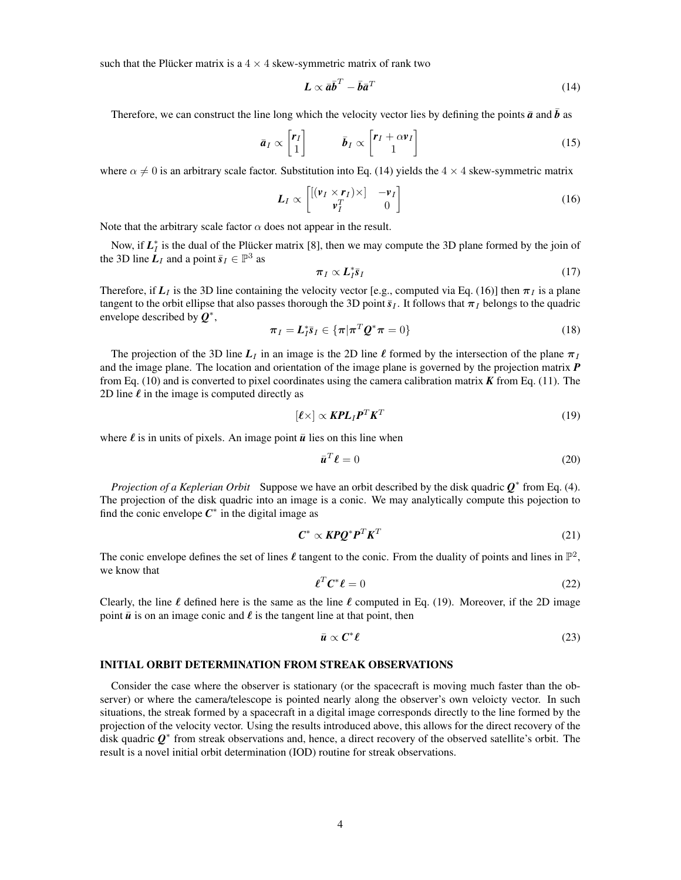such that the Plücker matrix is a $4 \times 4$ skew-symmetric matrix of rank two

$$
\boldsymbol{L} \propto \bar{\boldsymbol{a}}\bar{\boldsymbol{b}}^T - \bar{\boldsymbol{b}}\bar{\boldsymbol{a}}^T \tag{14}
$$

Therefore, we can construct the line long which the velocity vector lies by defining the points $\bar{\boldsymbol{a}}$ and $\bar{\boldsymbol{b}}$ as

$$
\bar{\boldsymbol{a}}_I \propto \begin{bmatrix} \boldsymbol{r}_I \\ 1 \end{bmatrix} \qquad \bar{\boldsymbol{b}}_I \propto \begin{bmatrix} \boldsymbol{r}_I + \alpha \boldsymbol{v}_I \\ 1 \end{bmatrix} \tag{15}
$$

where $\alpha \neq 0$ is an arbitrary scale factor. Substitution into Eq. (14) yields the $4 \times 4$ skew-symmetric matrix

$$
\boldsymbol{L}_I \propto \begin{bmatrix} [(\boldsymbol{v}_I \times \boldsymbol{r}_I)\times] & -\boldsymbol{v}_I \\ \boldsymbol{v}_I^T & 0 \end{bmatrix} \tag{16}
$$

Note that the arbitrary scale factor $\alpha$ does not appear in the result.

Now, if $\boldsymbol{L}_I^*$ is the dual of the Plücker matrix [8], then we may compute the 3D plane formed by the join of the 3D line $\boldsymbol{L}_I$ and a point $\bar{\boldsymbol{s}}_I \in \mathbb{P}^3$ as

$$
\boldsymbol{\pi}_I \propto \boldsymbol{L}_I^* \bar{\boldsymbol{s}}_I \tag{17}
$$

Therefore, if $\boldsymbol{L}_I$ is the 3D line containing the velocity vector [e.g., computed via Eq. (16)] then $\boldsymbol{\pi}_I$ is a plane tangent to the orbit ellipse that also passes thorough the 3D point $\bar{\boldsymbol{s}}_I$. It follows that $\boldsymbol{\pi}_I$ belongs to the quadric envelope described by $\boldsymbol{Q}^*$,

$$
\boldsymbol{\pi}_I = \boldsymbol{L}_I^* \bar{\boldsymbol{s}}_I \in \{\boldsymbol{\pi} | \boldsymbol{\pi}^T \boldsymbol{Q}^* \boldsymbol{\pi} = 0\} \tag{18}
$$

The projection of the 3D line $\boldsymbol{L}_I$ in an image is the 2D line $\boldsymbol{\ell}$ formed by the intersection of the plane $\boldsymbol{\pi}_I$ and the image plane. The location and orientation of the image plane is governed by the projection matrix $\boldsymbol{P}$ from Eq. (10) and is converted to pixel coordinates using the camera calibration matrix $\boldsymbol{K}$ from Eq. (11). The 2D line $\boldsymbol{\ell}$ in the image is computed directly as

$$
[\boldsymbol{\ell}\times] \propto \boldsymbol{K}\boldsymbol{P}\boldsymbol{L}_I\boldsymbol{P}^T\boldsymbol{K}^T \tag{19}
$$

where $\boldsymbol{\ell}$ is in units of pixels. An image point $\bar{\boldsymbol{u}}$ lies on this line when

$$
\bar{\boldsymbol{u}}^T \boldsymbol{\ell} = 0 \tag{20}
$$

*Projection of a Keplerian Orbit* Suppose we have an orbit described by the disk quadric $\boldsymbol{Q}^*$ from Eq. (4). The projection of the disk quadric into an image is a conic. We may analytically compute this pojection to find the conic envelope $\boldsymbol{C}^*$ in the digital image as

$$
\boldsymbol{C}^* \propto \boldsymbol{K}\boldsymbol{P}\boldsymbol{Q}^*\boldsymbol{P}^T\boldsymbol{K}^T \tag{21}
$$

The conic envelope defines the set of lines $\boldsymbol{\ell}$ tangent to the conic. From the duality of points and lines in $\mathbb{P}^2$, we know that

$$
\boldsymbol{\ell}^T \boldsymbol{C}^* \boldsymbol{\ell} = 0 \tag{22}
$$

Clearly, the line $\boldsymbol{\ell}$ defined here is the same as the line $\boldsymbol{\ell}$ computed in Eq. (19). Moreover, if the 2D image point $\bar{\boldsymbol{u}}$ is on an image conic and $\boldsymbol{\ell}$ is the tangent line at that point, then

$$
\bar{\boldsymbol{u}} \propto \boldsymbol{C}^* \boldsymbol{\ell} \tag{23}
$$

## INITIAL ORBIT DETERMINATION FROM STREAK OBSERVATIONS

Consider the case where the observer is stationary (or the spacecraft is moving much faster than the observer) or where the camera/telescope is pointed nearly along the observer's own veloicty vector. In such situations, the streak formed by a spacecraft in a digital image corresponds directly to the line formed by the projection of the velocity vector. Using the results introduced above, this allows for the direct recovery of the disk quadric $\boldsymbol{Q}^*$ from streak observations and, hence, a direct recovery of the observed satellite's orbit. The result is a novel initial orbit determination (IOD) routine for streak observations.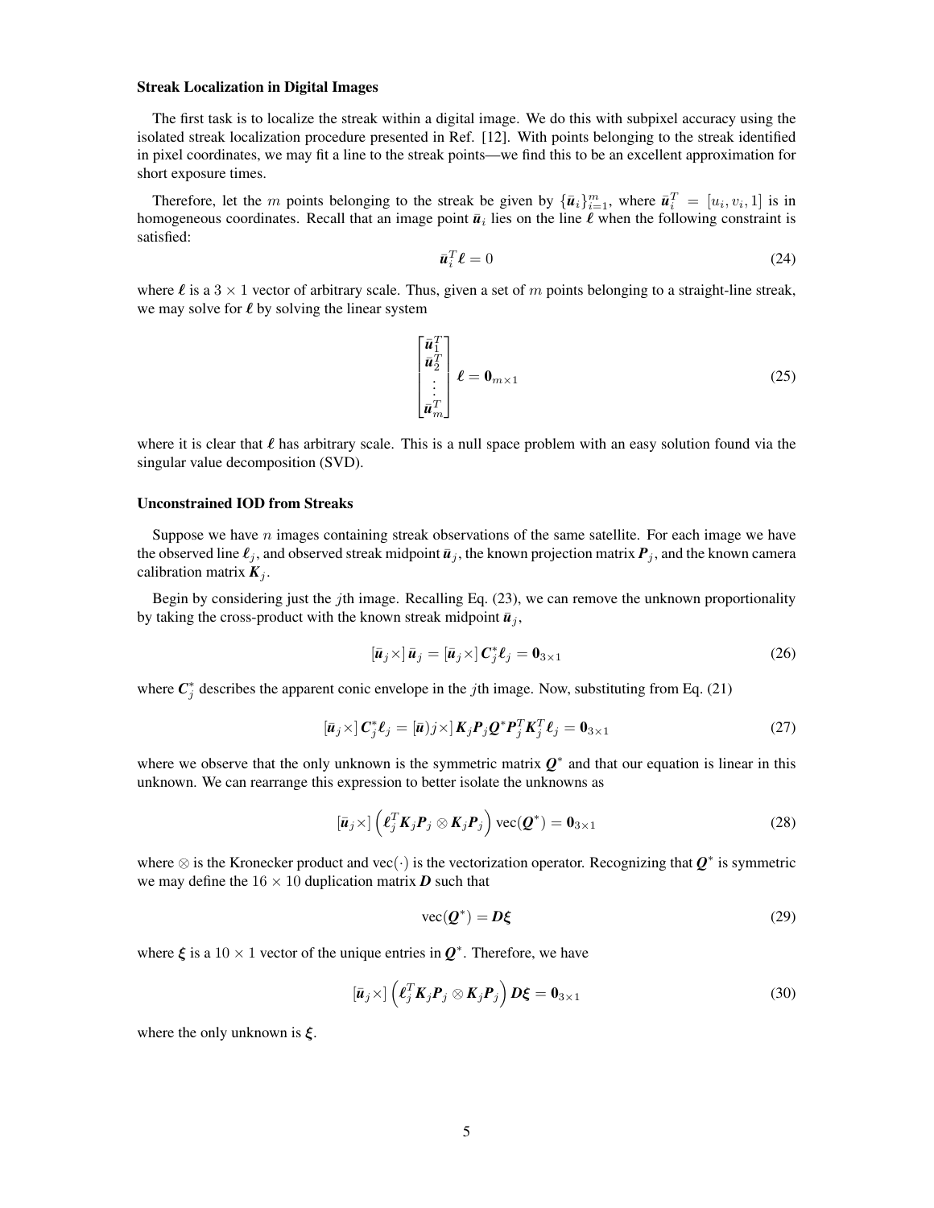### Streak Localization in Digital Images

The first task is to localize the streak within a digital image. We do this with subpixel accuracy using the isolated streak localization procedure presented in Ref. [12]. With points belonging to the streak identified in pixel coordinates, we may fit a line to the streak points—we find this to be an excellent approximation for short exposure times.

Therefore, let the $m$ points belonging to the streak be given by $\{\bar{\boldsymbol{u}}_i\}_{i=1}^m$, where $\bar{\boldsymbol{u}}_i^T = [u_i, v_i, 1]$ is in homogeneous coordinates. Recall that an image point $\bar{\boldsymbol{u}}_i$ lies on the line $\boldsymbol{\ell}$ when the following constraint is satisfied:

$$\bar{\boldsymbol{u}}_i^T \boldsymbol{\ell} = 0 \tag{24}$$

where $\boldsymbol{\ell}$ is a $3 \times 1$ vector of arbitrary scale. Thus, given a set of $m$ points belonging to a straight-line streak, we may solve for $\boldsymbol{\ell}$ by solving the linear system

$$\begin{bmatrix} \bar{\boldsymbol{u}}_1^T \\ \bar{\boldsymbol{u}}_2^T \\ \vdots \\ \bar{\boldsymbol{u}}_m^T \end{bmatrix} \boldsymbol{\ell} = \boldsymbol{0}_{m \times 1} \tag{25}$$

where it is clear that $\boldsymbol{\ell}$ has arbitrary scale. This is a null space problem with an easy solution found via the singular value decomposition (SVD).

### Unconstrained IOD from Streaks

Suppose we have $n$ images containing streak observations of the same satellite. For each image we have the observed line $\boldsymbol{\ell}_j$, and observed streak midpoint $\bar{\boldsymbol{u}}_j$, the known projection matrix $\boldsymbol{P}_j$, and the known camera calibration matrix $\boldsymbol{K}_j$.

Begin by considering just the $j$th image. Recalling Eq. (23), we can remove the unknown proportionality by taking the cross-product with the known streak midpoint $\bar{\boldsymbol{u}}_j$,

$$[\bar{\boldsymbol{u}}_j \times] \, \bar{\boldsymbol{u}}_j = [\bar{\boldsymbol{u}}_j \times] \, \boldsymbol{C}_j^* \boldsymbol{\ell}_j = \boldsymbol{0}_{3 \times 1} \tag{26}$$

where $\boldsymbol{C}_j^*$ describes the apparent conic envelope in the $j$th image. Now, substituting from Eq. (21)

$$[\bar{\boldsymbol{u}}_j \times] \, \boldsymbol{C}_j^* \boldsymbol{\ell}_j = [\bar{\boldsymbol{u}}) j \times] \, \boldsymbol{K}_j \boldsymbol{P}_j \boldsymbol{Q}^* \boldsymbol{P}_j^T \boldsymbol{K}_j^T \boldsymbol{\ell}_j = \boldsymbol{0}_{3 \times 1} \tag{27}$$

where we observe that the only unknown is the symmetric matrix $\boldsymbol{Q}^*$ and that our equation is linear in this unknown. We can rearrange this expression to better isolate the unknowns as

$$[\bar{\boldsymbol{u}}_j \times] \left( \boldsymbol{\ell}_j^T \boldsymbol{K}_j \boldsymbol{P}_j \otimes \boldsymbol{K}_j \boldsymbol{P}_j \right) \mathrm{vec}(\boldsymbol{Q}^*) = \boldsymbol{0}_{3 \times 1} \tag{28}$$

where $\otimes$ is the Kronecker product and $\mathrm{vec}(\cdot)$ is the vectorization operator. Recognizing that $\boldsymbol{Q}^*$ is symmetric we may define the $16 \times 10$ duplication matrix $\boldsymbol{D}$ such that

$$\mathrm{vec}(\boldsymbol{Q}^*) = \boldsymbol{D} \boldsymbol{\xi} \tag{29}$$

where $\boldsymbol{\xi}$ is a $10 \times 1$ vector of the unique entries in $\boldsymbol{Q}^*$. Therefore, we have

$$[\bar{\boldsymbol{u}}_j \times] \left( \boldsymbol{\ell}_j^T \boldsymbol{K}_j \boldsymbol{P}_j \otimes \boldsymbol{K}_j \boldsymbol{P}_j \right) \boldsymbol{D} \boldsymbol{\xi} = \boldsymbol{0}_{3 \times 1} \tag{30}$$

where the only unknown is $\boldsymbol{\xi}$.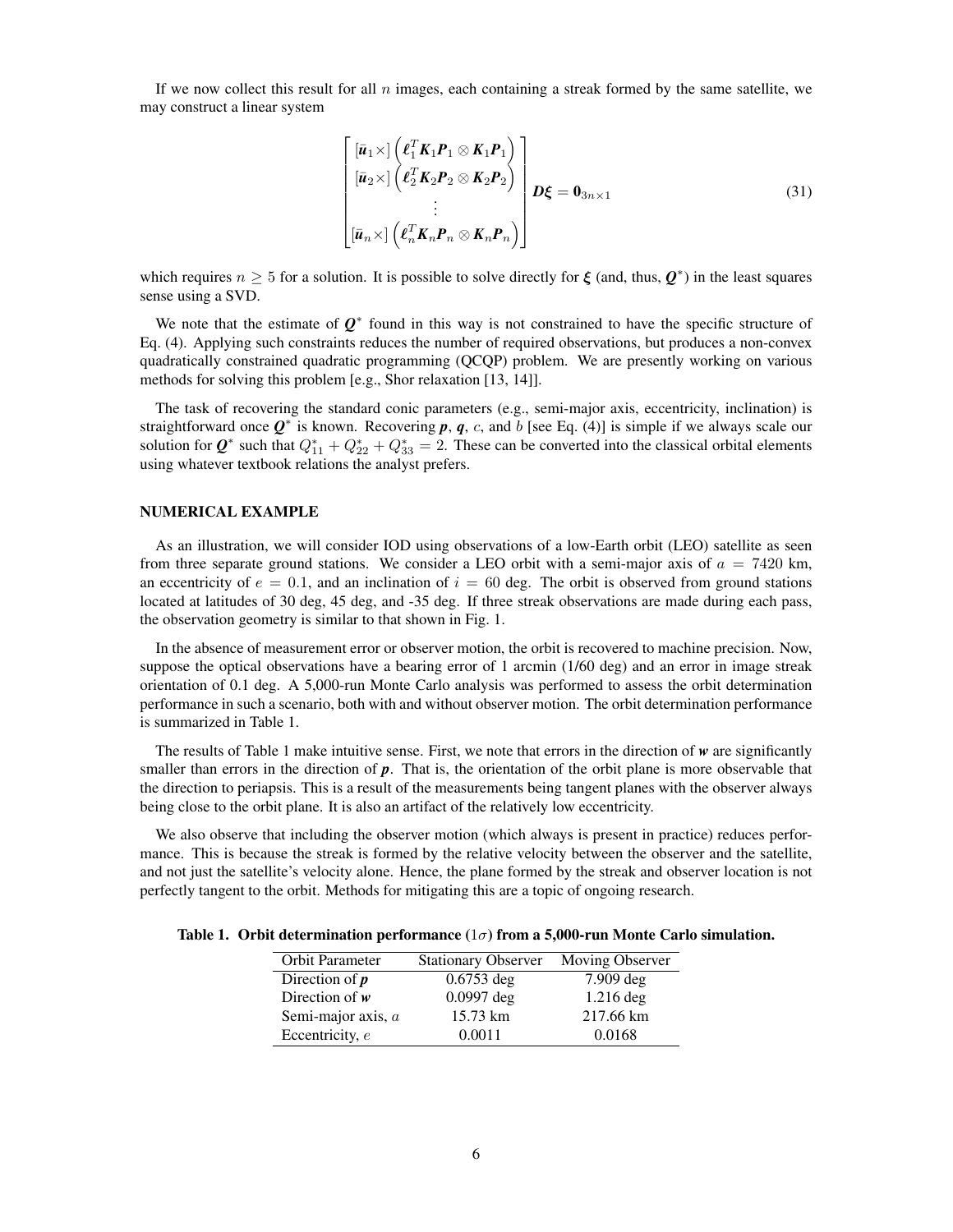If we now collect this result for all $n$ images, each containing a streak formed by the same satellite, we may construct a linear system

$$
\begin{bmatrix} [\bar{\boldsymbol{u}}_1 \times] \left( \boldsymbol{\ell}_1^T \boldsymbol{K}_1 \boldsymbol{P}_1 \otimes \boldsymbol{K}_1 \boldsymbol{P}_1 \right) \\ [\bar{\boldsymbol{u}}_2 \times] \left( \boldsymbol{\ell}_2^T \boldsymbol{K}_2 \boldsymbol{P}_2 \otimes \boldsymbol{K}_2 \boldsymbol{P}_2 \right) \\ \vdots \\ [\bar{\boldsymbol{u}}_n \times] \left( \boldsymbol{\ell}_n^T \boldsymbol{K}_n \boldsymbol{P}_n \otimes \boldsymbol{K}_n \boldsymbol{P}_n \right) \end{bmatrix} \boldsymbol{D} \boldsymbol{\xi} = \boldsymbol{0}_{3n \times 1} \tag{31}
$$

which requires $n \geq 5$ for a solution. It is possible to solve directly for $\boldsymbol{\xi}$ (and, thus, $\boldsymbol{Q}^*$) in the least squares sense using a SVD.

We note that the estimate of $\boldsymbol{Q}^*$ found in this way is not constrained to have the specific structure of Eq. (4). Applying such constraints reduces the number of required observations, but produces a non-convex quadratically constrained quadratic programming (QCQP) problem. We are presently working on various methods for solving this problem [e.g., Shor relaxation [13, 14]].

The task of recovering the standard conic parameters (e.g., semi-major axis, eccentricity, inclination) is straightforward once $\boldsymbol{Q}^*$ is known. Recovering $\boldsymbol{p}$, $\boldsymbol{q}$, $c$, and $b$ [see Eq. (4)] is simple if we always scale our solution for $\boldsymbol{Q}^*$ such that $Q_{11}^* + Q_{22}^* + Q_{33}^* = 2$. These can be converted into the classical orbital elements using whatever textbook relations the analyst prefers.

## NUMERICAL EXAMPLE

As an illustration, we will consider IOD using observations of a low-Earth orbit (LEO) satellite as seen from three separate ground stations. We consider a LEO orbit with a semi-major axis of $a = 7420$ km, an eccentricity of $e = 0.1$, and an inclination of $i = 60$ deg. The orbit is observed from ground stations located at latitudes of 30 deg, 45 deg, and -35 deg. If three streak observations are made during each pass, the observation geometry is similar to that shown in Fig. 1.

In the absence of measurement error or observer motion, the orbit is recovered to machine precision. Now, suppose the optical observations have a bearing error of 1 arcmin (1/60 deg) and an error in image streak orientation of 0.1 deg. A 5,000-run Monte Carlo analysis was performed to assess the orbit determination performance in such a scenario, both with and without observer motion. The orbit determination performance is summarized in Table 1.

The results of Table 1 make intuitive sense. First, we note that errors in the direction of $\boldsymbol{w}$ are significantly smaller than errors in the direction of $\boldsymbol{p}$. That is, the orientation of the orbit plane is more observable that the direction to periapsis. This is a result of the measurements being tangent planes with the observer always being close to the orbit plane. It is also an artifact of the relatively low eccentricity.

We also observe that including the observer motion (which always is present in practice) reduces performance. This is because the streak is formed by the relative velocity between the observer and the satellite, and not just the satellite's velocity alone. Hence, the plane formed by the streak and observer location is not perfectly tangent to the orbit. Methods for mitigating this are a topic of ongoing research.

**Table 1. Orbit determination performance ($1\sigma$) from a 5,000-run Monte Carlo simulation.**

| Orbit Parameter | Stationary Observer | Moving Observer |
|---|---|---|
| Direction of $\boldsymbol{p}$ | 0.6753 deg | 7.909 deg |
| Direction of $\boldsymbol{w}$ | 0.0997 deg | 1.216 deg |
| Semi-major axis, $a$ | 15.73 km | 217.66 km |
| Eccentricity, $e$ | 0.0011 | 0.0168 |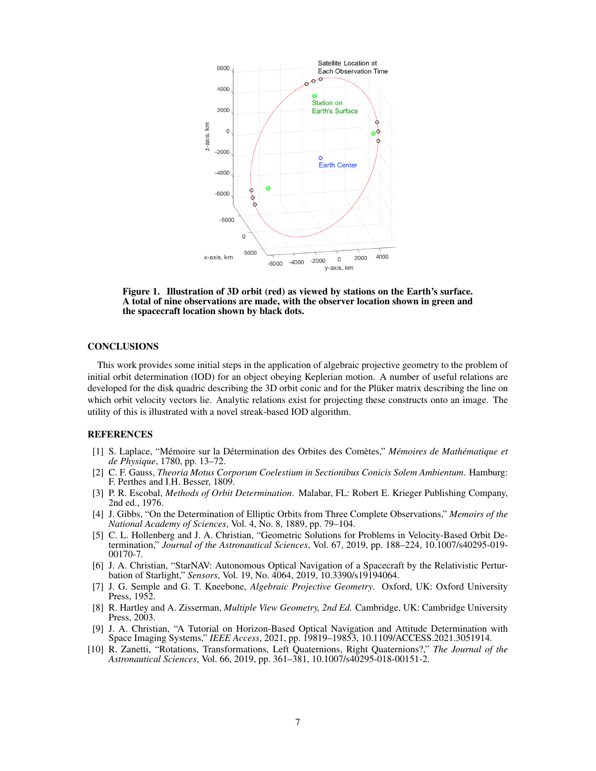Figure 1. Illustration of 3D orbit (red) as viewed by stations on the Earth's surface. A total of nine observations are made, with the observer location shown in green and the spacecraft location shown by black dots.

## CONCLUSIONS

This work provides some initial steps in the application of algebraic projective geometry to the problem of initial orbit determination (IOD) for an object obeying Keplerian motion. A number of useful relations are developed for the disk quadric describing the 3D orbit conic and for the Plüker matrix describing the line on which orbit velocity vectors lie. Analytic relations exist for projecting these constructs onto an image. The utility of this is illustrated with a novel streak-based IOD algorithm.

## REFERENCES

[1] S. Laplace, "Mémoire sur la Détermination des Orbites des Comètes," *Mémoires de Mathématique et de Physique*, 1780, pp. 13–72.

[2] C. F. Gauss, *Theoria Motus Corporum Coelestium in Sectionibus Conicis Solem Ambientum*. Hamburg: F. Perthes and I.H. Besser, 1809.

[3] P. R. Escobal, *Methods of Orbit Determination*. Malabar, FL: Robert E. Krieger Publishing Company, 2nd ed., 1976.

[4] J. Gibbs, "On the Determination of Elliptic Orbits from Three Complete Observations," *Memoirs of the National Academy of Sciences*, Vol. 4, No. 8, 1889, pp. 79–104.

[5] C. L. Hollenberg and J. A. Christian, "Geometric Solutions for Problems in Velocity-Based Orbit Determination," *Journal of the Astronautical Sciences*, Vol. 67, 2019, pp. 188–224, 10.1007/s40295-019-00170-7.

[6] J. A. Christian, "StarNAV: Autonomous Optical Navigation of a Spacecraft by the Relativistic Perturbation of Starlight," *Sensors*, Vol. 19, No. 4064, 2019, 10.3390/s19194064.

[7] J. G. Semple and G. T. Kneebone, *Algebraic Projective Geometry*. Oxford, UK: Oxford University Press, 1952.

[8] R. Hartley and A. Zisserman, *Multiple View Geometry, 2nd Ed.* Cambridge, UK: Cambridge University Press, 2003.

[9] J. A. Christian, "A Tutorial on Horizon-Based Optical Navigation and Attitude Determination with Space Imaging Systems," *IEEE Access*, 2021, pp. 19819–19853, 10.1109/ACCESS.2021.3051914.

[10] R. Zanetti, "Rotations, Transformations, Left Quaternions, Right Quaternions?," *The Journal of the Astronautical Sciences*, Vol. 66, 2019, pp. 361–381, 10.1007/s40295-018-00151-2.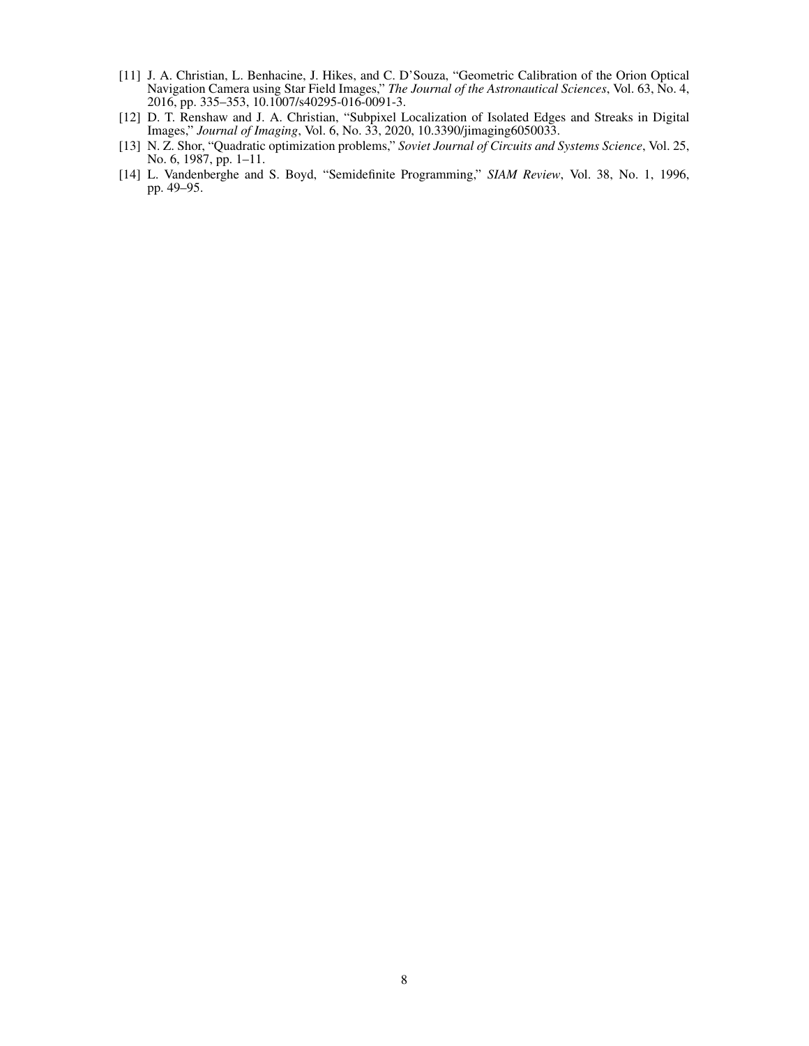[11] J. A. Christian, L. Benhacine, J. Hikes, and C. D'Souza, "Geometric Calibration of the Orion Optical Navigation Camera using Star Field Images," *The Journal of the Astronautical Sciences*, Vol. 63, No. 4, 2016, pp. 335–353, 10.1007/s40295-016-0091-3.

[12] D. T. Renshaw and J. A. Christian, "Subpixel Localization of Isolated Edges and Streaks in Digital Images," *Journal of Imaging*, Vol. 6, No. 33, 2020, 10.3390/jimaging6050033.

[13] N. Z. Shor, "Quadratic optimization problems," *Soviet Journal of Circuits and Systems Science*, Vol. 25, No. 6, 1987, pp. 1–11.

[14] L. Vandenberghe and S. Boyd, "Semidefinite Programming," *SIAM Review*, Vol. 38, No. 1, 1996, pp. 49–95.